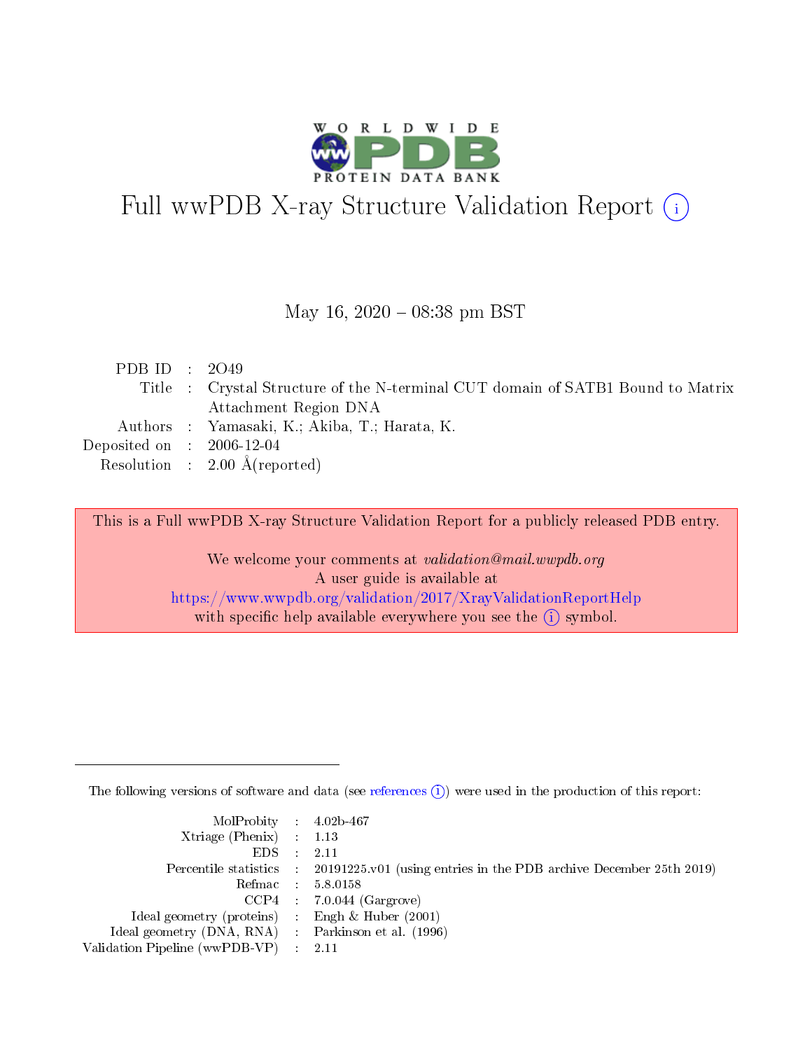# Full wwPDB X-ray Structure Validation Report (i)

May 16, 2020 – 08:38 pm BST

| | | |
|---|---|---|
| PDB ID | : | 2O49 |
| Title | : | Crystal Structure of the N-terminal CUT domain of SATB1 Bound to Matrix Attachment Region DNA |
| Authors | : | Yamasaki, K.; Akiba, T.; Harata, K. |
| Deposited on | : | 2006-12-04 |
| Resolution | : | 2.00 Å(reported) |

This is a Full wwPDB X-ray Structure Validation Report for a publicly released PDB entry.

We welcome your comments at *validation@mail.wwpdb.org*
A user guide is available at
https://www.wwpdb.org/validation/2017/XrayValidationReportHelp
with specific help available everywhere you see the (i) symbol.

The following versions of software and data (see references (i)) were used in the production of this report:

| | | |
|---|---|---|
| MolProbity | : | 4.02b-467 |
| Xtriage (Phenix) | : | 1.13 |
| EDS | : | 2.11 |
| Percentile statistics | : | 20191225.v01 (using entries in the PDB archive December 25th 2019) |
| Refmac | : | 5.8.0158 |
| CCP4 | : | 7.0.044 (Gargrove) |
| Ideal geometry (proteins) | : | Engh & Huber (2001) |
| Ideal geometry (DNA, RNA) | : | Parkinson et al. (1996) |
| Validation Pipeline (wwPDB-VP) | : | 2.11 |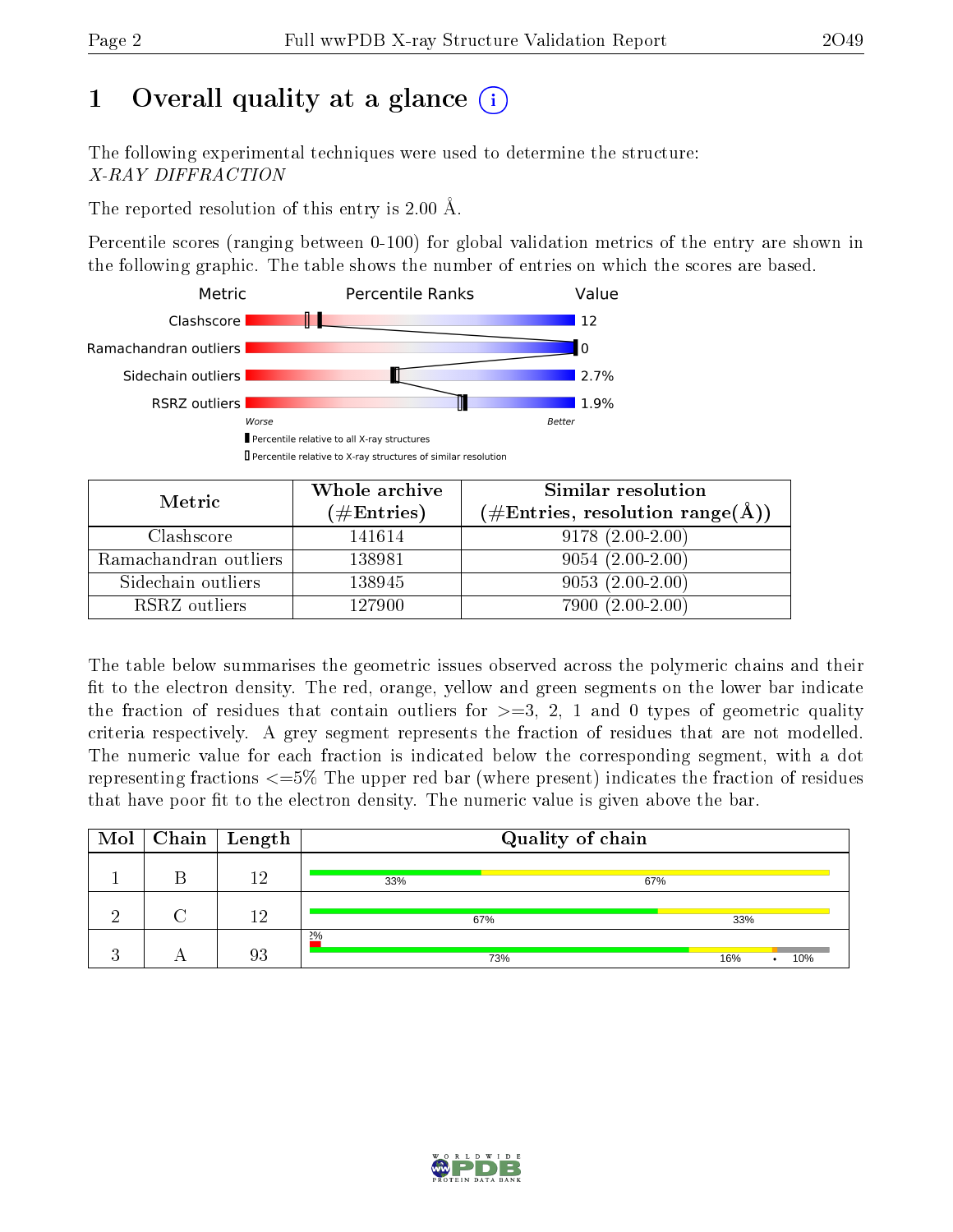# 1 Overall quality at a glance

The following experimental techniques were used to determine the structure:
*X-RAY DIFFRACTION*

The reported resolution of this entry is 2.00 Å.

Percentile scores (ranging between 0-100) for global validation metrics of the entry are shown in the following graphic. The table shows the number of entries on which the scores are based.

| Metric | Value |
|---|---|
| Clashscore | 12 |
| Ramachandran outliers | 0 |
| Sidechain outliers | 2.7% |
| RSRZ outliers | 1.9% |

| Metric | Whole archive (#Entries) | Similar resolution (#Entries, resolution range(Å)) |
|---|---|---|
| Clashscore | 141614 | 9178 (2.00-2.00) |
| Ramachandran outliers | 138981 | 9054 (2.00-2.00) |
| Sidechain outliers | 138945 | 9053 (2.00-2.00) |
| RSRZ outliers | 127900 | 7900 (2.00-2.00) |

The table below summarises the geometric issues observed across the polymeric chains and their fit to the electron density. The red, orange, yellow and green segments on the lower bar indicate the fraction of residues that contain outliers for >=3, 2, 1 and 0 types of geometric quality criteria respectively. A grey segment represents the fraction of residues that are not modelled. The numeric value for each fraction is indicated below the corresponding segment, with a dot representing fractions <=5% The upper red bar (where present) indicates the fraction of residues that have poor fit to the electron density. The numeric value is given above the bar.

| Mol | Chain | Length | Quality of chain |
|---|---|---|---|
| 1 | B | 12 | 33%, 67% |
| 2 | C | 12 | 67%, 33% |
| 3 | A | 93 | 2%; 73%, 16%, •, 10% |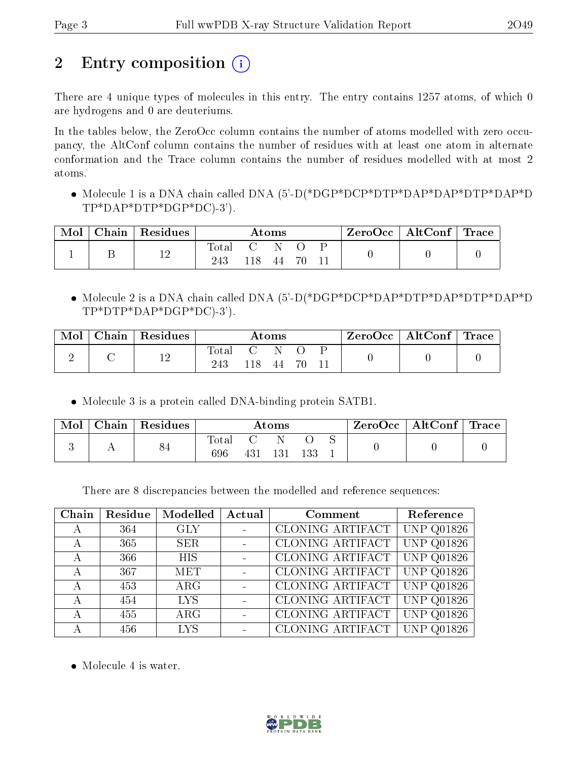# 2 Entry composition

There are 4 unique types of molecules in this entry. The entry contains 1257 atoms, of which 0 are hydrogens and 0 are deuteriums.

In the tables below, the ZeroOcc column contains the number of atoms modelled with zero occupancy, the AltConf column contains the number of residues with at least one atom in alternate conformation and the Trace column contains the number of residues modelled with at most 2 atoms.

- Molecule 1 is a DNA chain called DNA (5'-D(*DGP*DCP*DTP*DAP*DAP*DTP*DAP*DTP*DAP*DTP*DGP*DC)-3').

| Mol | Chain | Residues | Atoms | | | | | ZeroOcc | AltConf | Trace |
|---|---|---|---|---|---|---|---|---|---|---|
| 1 | B | 12 | Total | C | N | O | P | 0 | 0 | 0 |
| | | | 243 | 118 | 44 | 70 | 11 | | | |

- Molecule 2 is a DNA chain called DNA (5'-D(*DGP*DCP*DAP*DTP*DAP*DTP*DAP*DTP*DTP*DAP*DGP*DC)-3').

| Mol | Chain | Residues | Atoms | | | | | ZeroOcc | AltConf | Trace |
|---|---|---|---|---|---|---|---|---|---|---|
| 2 | C | 12 | Total | C | N | O | P | 0 | 0 | 0 |
| | | | 243 | 118 | 44 | 70 | 11 | | | |

- Molecule 3 is a protein called DNA-binding protein SATB1.

| Mol | Chain | Residues | Atoms | | | | | ZeroOcc | AltConf | Trace |
|---|---|---|---|---|---|---|---|---|---|---|
| 3 | A | 84 | Total | C | N | O | S | 0 | 0 | 0 |
| | | | 696 | 431 | 131 | 133 | 1 | | | |

There are 8 discrepancies between the modelled and reference sequences:

| Chain | Residue | Modelled | Actual | Comment | Reference |
|---|---|---|---|---|---|
| A | 364 | GLY | - | CLONING ARTIFACT | UNP Q01826 |
| A | 365 | SER | - | CLONING ARTIFACT | UNP Q01826 |
| A | 366 | HIS | - | CLONING ARTIFACT | UNP Q01826 |
| A | 367 | MET | - | CLONING ARTIFACT | UNP Q01826 |
| A | 453 | ARG | - | CLONING ARTIFACT | UNP Q01826 |
| A | 454 | LYS | - | CLONING ARTIFACT | UNP Q01826 |
| A | 455 | ARG | - | CLONING ARTIFACT | UNP Q01826 |
| A | 456 | LYS | - | CLONING ARTIFACT | UNP Q01826 |

- Molecule 4 is water.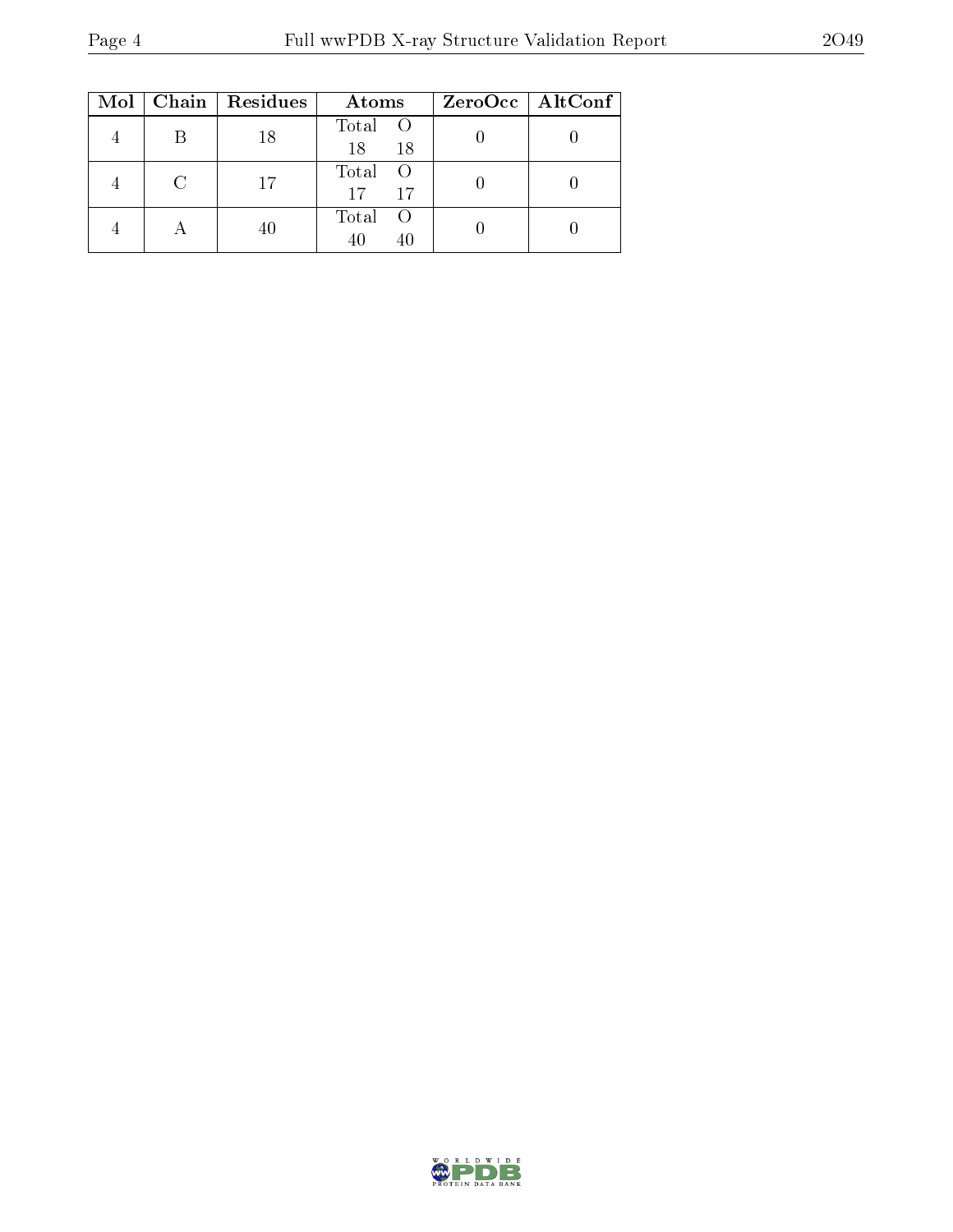| Mol | Chain | Residues | Atoms | | ZeroOcc | AltConf |
|---|---|---|---|---|---|---|
| | | | Total | O | | |
| 4 | B | 18 | 18 | 18 | 0 | 0 |
| | | | Total | O | | |
| 4 | C | 17 | 17 | 17 | 0 | 0 |
| | | | Total | O | | |
| 4 | A | 40 | 40 | 40 | 0 | 0 |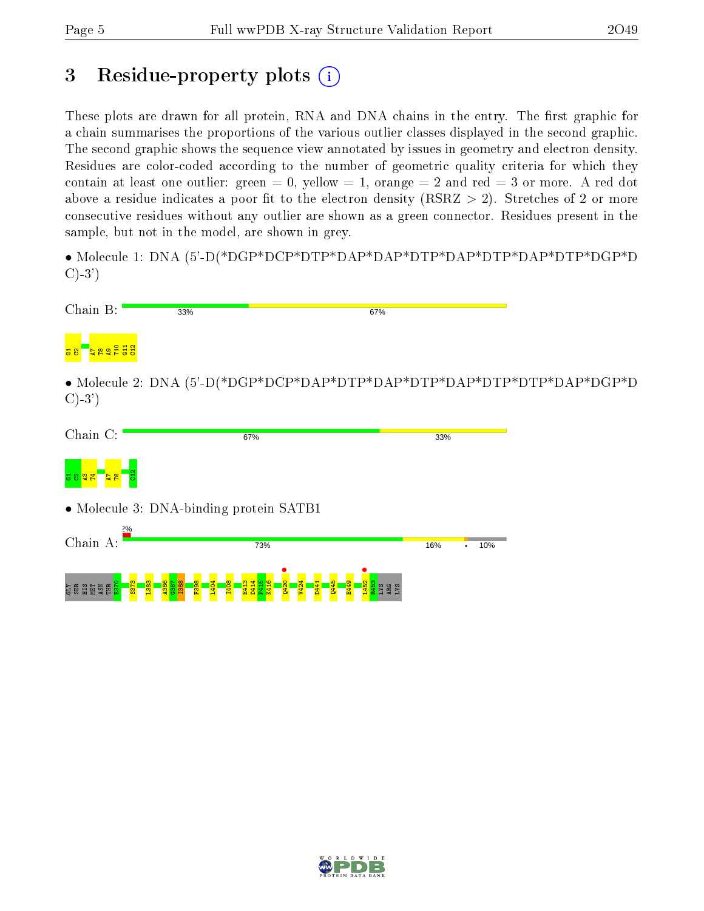# 3 Residue-property plots

These plots are drawn for all protein, RNA and DNA chains in the entry. The first graphic for a chain summarises the proportions of the various outlier classes displayed in the second graphic. The second graphic shows the sequence view annotated by issues in geometry and electron density. Residues are color-coded according to the number of geometric quality criteria for which they contain at least one outlier: green = 0, yellow = 1, orange = 2 and red = 3 or more. A red dot above a residue indicates a poor fit to the electron density (RSRZ > 2). Stretches of 2 or more consecutive residues without any outlier are shown as a green connector. Residues present in the sample, but not in the model, are shown in grey.

- Molecule 1: DNA (5'-D(*DGP*DCP*DTP*DAP*DAP*DTP*DAP*DTP*DAP*DTP*DGP*DC)-3')

Chain B: 33% 67%

G1 C2 A7 T8 A9 T10 G11 C12

- Molecule 2: DNA (5'-D(*DGP*DCP*DAP*DTP*DAP*DTP*DAP*DTP*DTP*DAP*DGP*DC)-3')

Chain C: 67% 33%

G1 C2 A3 T4 A7 T8 C12

- Molecule 3: DNA-binding protein SATB1

Chain A: 2% 73% 16% • 10%

GLY SER HIS MET ASN THR E370 S373 L383 A386 G387 I388 F398 L404 I408 E413 D414 F415 K416 Q420 V424 D441 Q445 E449 L452 R453 LYS ARG LYS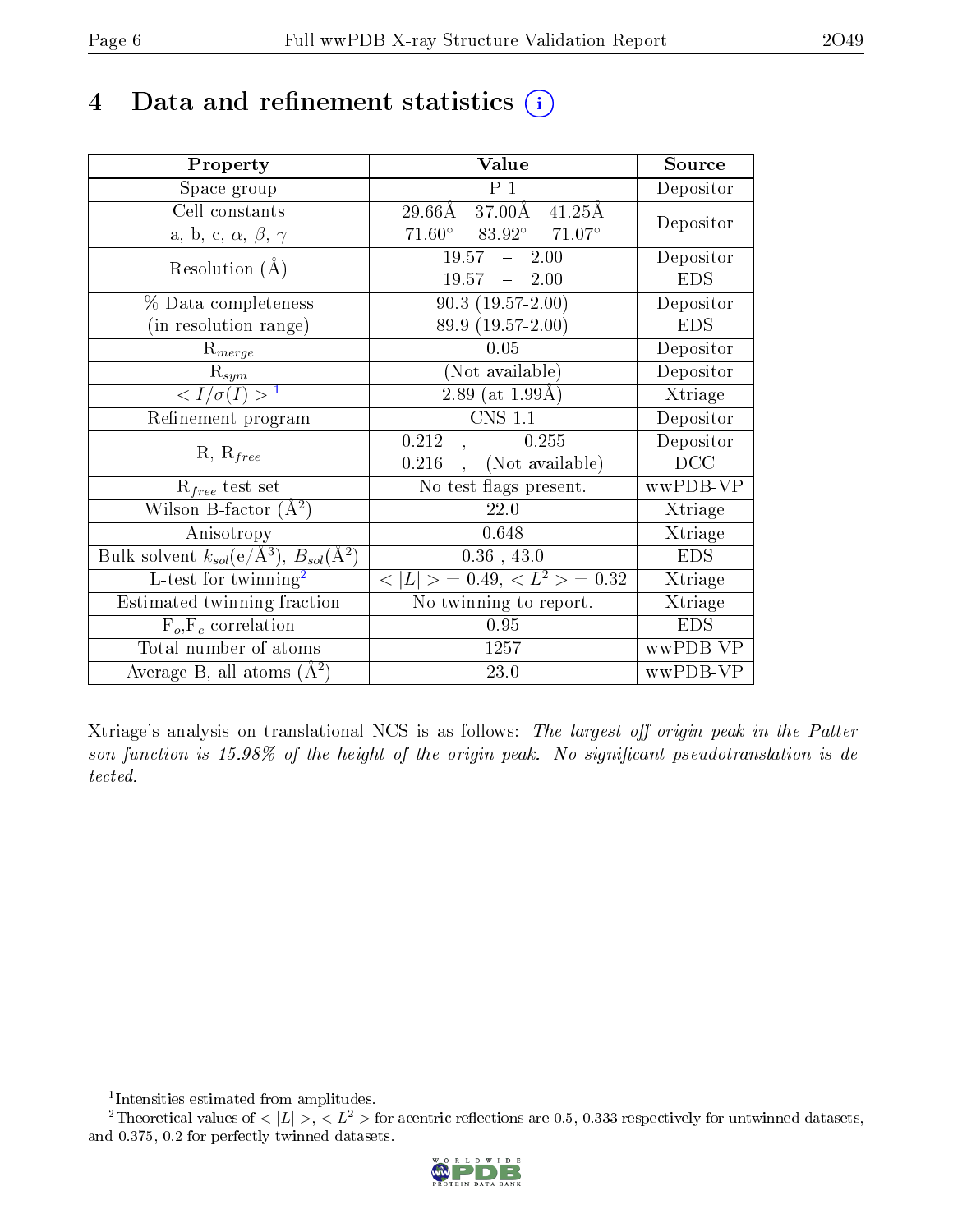# 4 Data and refinement statistics (i)

| Property | Value | Source |
|---|---|---|
| Space group | P 1 | Depositor |
| Cell constants<br>a, b, c, $\alpha$, $\beta$, $\gamma$ | 29.66Å 37.00Å 41.25Å<br>71.60° 83.92° 71.07° | Depositor |
| Resolution (Å) | 19.57 – 2.00<br>19.57 – 2.00 | Depositor<br>EDS |
| % Data completeness<br>(in resolution range) | 90.3 (19.57-2.00)<br>89.9 (19.57-2.00) | Depositor<br>EDS |
| $R_{merge}$ | 0.05 | Depositor |
| $R_{sym}$ | (Not available) | Depositor |
| $< I/\sigma(I) >$ [1] | 2.89 (at 1.99Å) | Xtriage |
| Refinement program | CNS 1.1 | Depositor |
| R, $R_{free}$ | 0.212 , 0.255<br>0.216 , (Not available) | Depositor<br>DCC |
| $R_{free}$ test set | No test flags present. | wwPDB-VP |
| Wilson B-factor (Å$^2$) | 22.0 | Xtriage |
| Anisotropy | 0.648 | Xtriage |
| Bulk solvent $k_{sol}$(e/Å$^3$), $B_{sol}$(Å$^2$) | 0.36 , 43.0 | EDS |
| L-test for twinning[2] | $< \|L\| > = 0.49$, $< L^2 > = 0.32$ | Xtriage |
| Estimated twinning fraction | No twinning to report. | Xtriage |
| $F_o$,$F_c$ correlation | 0.95 | EDS |
| Total number of atoms | 1257 | wwPDB-VP |
| Average B, all atoms (Å$^2$) | 23.0 | wwPDB-VP |

Xtriage's analysis on translational NCS is as follows: *The largest off-origin peak in the Patterson function is 15.98% of the height of the origin peak. No significant pseudotranslation is detected.*

[1] Intensities estimated from amplitudes.

[2] Theoretical values of $< |L| >$, $< L^2 >$ for acentric reflections are 0.5, 0.333 respectively for untwinned datasets, and 0.375, 0.2 for perfectly twinned datasets.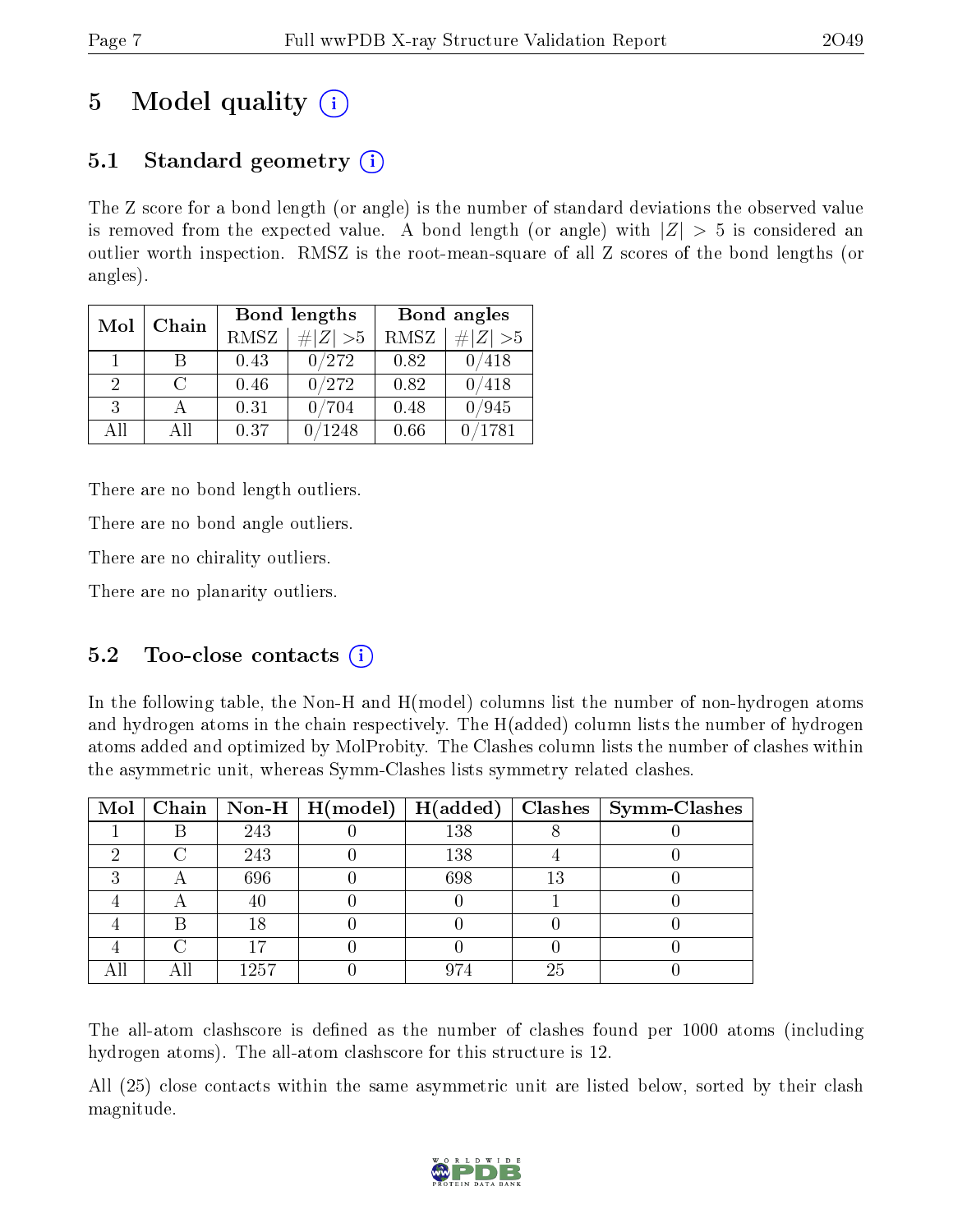# 5 Model quality

## 5.1 Standard geometry

The Z score for a bond length (or angle) is the number of standard deviations the observed value is removed from the expected value. A bond length (or angle) with $|Z| > 5$ is considered an outlier worth inspection. RMSZ is the root-mean-square of all Z scores of the bond lengths (or angles).

| Mol | Chain | Bond lengths | | Bond angles | |
|---|---|---|---|---|---|
| | | RMSZ | #$|Z|$ >5 | RMSZ | #$|Z|$ >5 |
| 1 | B | 0.43 | 0/272 | 0.82 | 0/418 |
| 2 | C | 0.46 | 0/272 | 0.82 | 0/418 |
| 3 | A | 0.31 | 0/704 | 0.48 | 0/945 |
| All | All | 0.37 | 0/1248 | 0.66 | 0/1781 |

There are no bond length outliers.

There are no bond angle outliers.

There are no chirality outliers.

There are no planarity outliers.

## 5.2 Too-close contacts

In the following table, the Non-H and H(model) columns list the number of non-hydrogen atoms and hydrogen atoms in the chain respectively. The H(added) column lists the number of hydrogen atoms added and optimized by MolProbity. The Clashes column lists the number of clashes within the asymmetric unit, whereas Symm-Clashes lists symmetry related clashes.

| Mol | Chain | Non-H | H(model) | H(added) | Clashes | Symm-Clashes |
|---|---|---|---|---|---|---|
| 1 | B | 243 | 0 | 138 | 8 | 0 |
| 2 | C | 243 | 0 | 138 | 4 | 0 |
| 3 | A | 696 | 0 | 698 | 13 | 0 |
| 4 | A | 40 | 0 | 0 | 1 | 0 |
| 4 | B | 18 | 0 | 0 | 0 | 0 |
| 4 | C | 17 | 0 | 0 | 0 | 0 |
| All | All | 1257 | 0 | 974 | 25 | 0 |

The all-atom clashscore is defined as the number of clashes found per 1000 atoms (including hydrogen atoms). The all-atom clashscore for this structure is 12.

All (25) close contacts within the same asymmetric unit are listed below, sorted by their clash magnitude.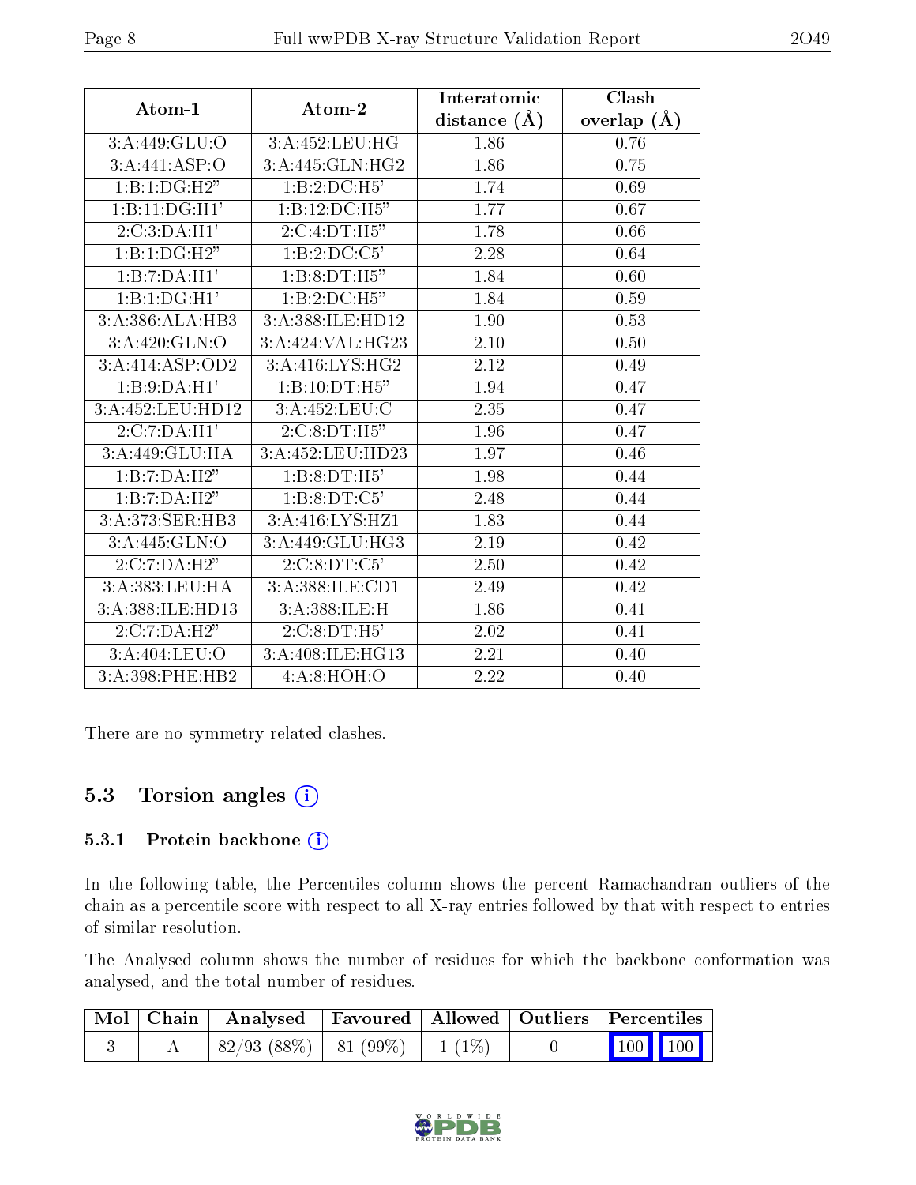| Atom-1 | Atom-2 | Interatomic distance (Å) | Clash overlap (Å) |
|---|---|---|---|
| 3:A:449:GLU:O | 3:A:452:LEU:HG | 1.86 | 0.76 |
| 3:A:441:ASP:O | 3:A:445:GLN:HG2 | 1.86 | 0.75 |
| 1:B:1:DG:H2" | 1:B:2:DC:H5' | 1.74 | 0.69 |
| 1:B:11:DG:H1' | 1:B:12:DC:H5" | 1.77 | 0.67 |
| 2:C:3:DA:H1' | 2:C:4:DT:H5" | 1.78 | 0.66 |
| 1:B:1:DG:H2" | 1:B:2:DC:C5' | 2.28 | 0.64 |
| 1:B:7:DA:H1' | 1:B:8:DT:H5" | 1.84 | 0.60 |
| 1:B:1:DG:H1' | 1:B:2:DC:H5" | 1.84 | 0.59 |
| 3:A:386:ALA:HB3 | 3:A:388:ILE:HD12 | 1.90 | 0.53 |
| 3:A:420:GLN:O | 3:A:424:VAL:HG23 | 2.10 | 0.50 |
| 3:A:414:ASP:OD2 | 3:A:416:LYS:HG2 | 2.12 | 0.49 |
| 1:B:9:DA:H1' | 1:B:10:DT:H5" | 1.94 | 0.47 |
| 3:A:452:LEU:HD12 | 3:A:452:LEU:C | 2.35 | 0.47 |
| 2:C:7:DA:H1' | 2:C:8:DT:H5" | 1.96 | 0.47 |
| 3:A:449:GLU:HA | 3:A:452:LEU:HD23 | 1.97 | 0.46 |
| 1:B:7:DA:H2" | 1:B:8:DT:H5' | 1.98 | 0.44 |
| 1:B:7:DA:H2" | 1:B:8:DT:C5' | 2.48 | 0.44 |
| 3:A:373:SER:HB3 | 3:A:416:LYS:HZ1 | 1.83 | 0.44 |
| 3:A:445:GLN:O | 3:A:449:GLU:HG3 | 2.19 | 0.42 |
| 2:C:7:DA:H2" | 2:C:8:DT:C5' | 2.50 | 0.42 |
| 3:A:383:LEU:HA | 3:A:388:ILE:CD1 | 2.49 | 0.42 |
| 3:A:388:ILE:HD13 | 3:A:388:ILE:H | 1.86 | 0.41 |
| 2:C:7:DA:H2" | 2:C:8:DT:H5' | 2.02 | 0.41 |
| 3:A:404:LEU:O | 3:A:408:ILE:HG13 | 2.21 | 0.40 |
| 3:A:398:PHE:HB2 | 4:A:8:HOH:O | 2.22 | 0.40 |

There are no symmetry-related clashes.

## 5.3 Torsion angles

### 5.3.1 Protein backbone

In the following table, the Percentiles column shows the percent Ramachandran outliers of the chain as a percentile score with respect to all X-ray entries followed by that with respect to entries of similar resolution.

The Analysed column shows the number of residues for which the backbone conformation was analysed, and the total number of residues.

| Mol | Chain | Analysed | Favoured | Allowed | Outliers | Percentiles | |
|---|---|---|---|---|---|---|---|
| 3 | A | 82/93 (88%) | 81 (99%) | 1 (1%) | 0 | 100 | 100 |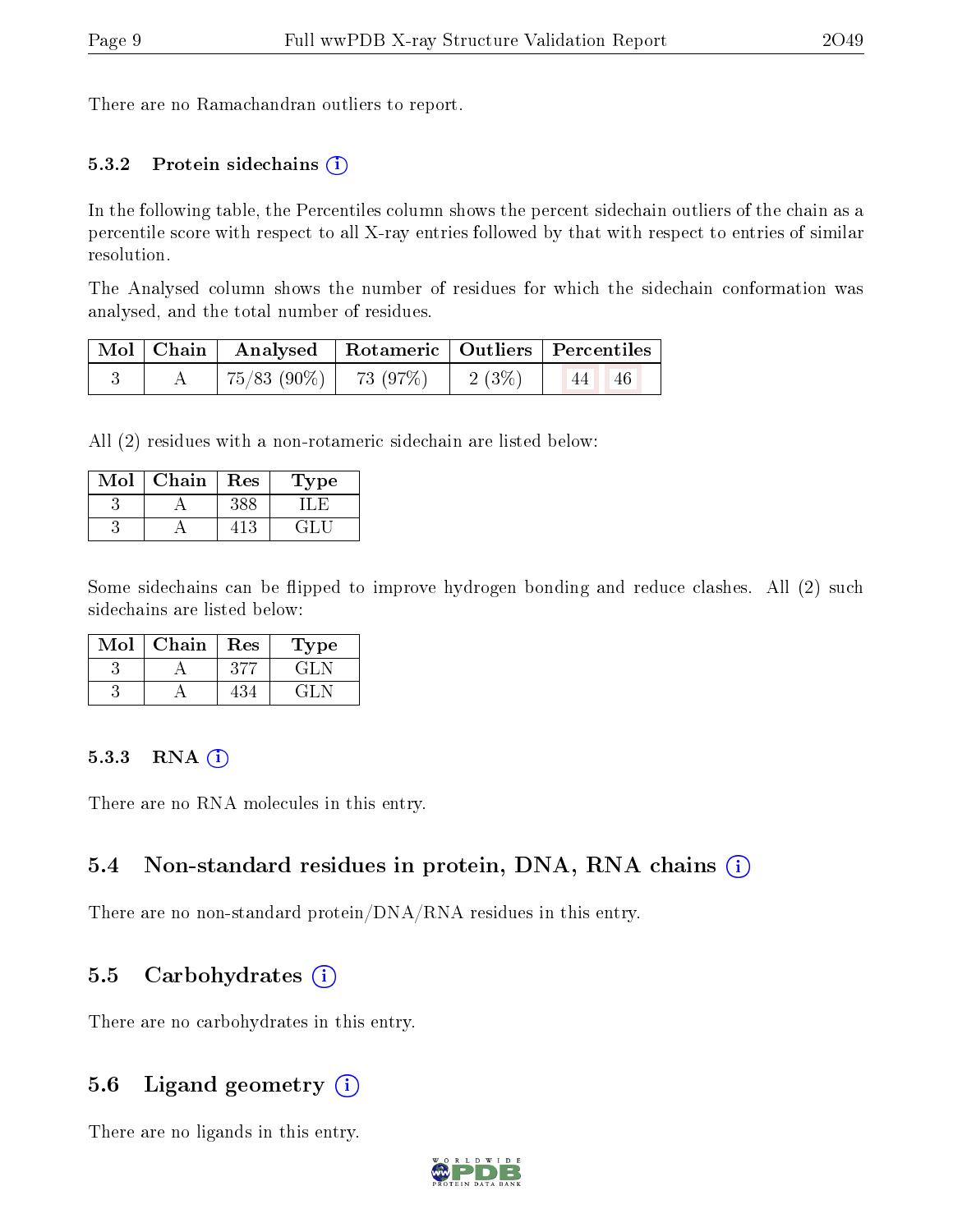There are no Ramachandran outliers to report.

### 5.3.2 Protein sidechains

In the following table, the Percentiles column shows the percent sidechain outliers of the chain as a percentile score with respect to all X-ray entries followed by that with respect to entries of similar resolution.

The Analysed column shows the number of residues for which the sidechain conformation was analysed, and the total number of residues.

| Mol | Chain | Analysed | Rotameric | Outliers | Percentiles |
|---|---|---|---|---|---|
| 3 | A | 75/83 (90%) | 73 (97%) | 2 (3%) | 44 46 |

All (2) residues with a non-rotameric sidechain are listed below:

| Mol | Chain | Res | Type |
|---|---|---|---|
| 3 | A | 388 | ILE |
| 3 | A | 413 | GLU |

Some sidechains can be flipped to improve hydrogen bonding and reduce clashes. All (2) such sidechains are listed below:

| Mol | Chain | Res | Type |
|---|---|---|---|
| 3 | A | 377 | GLN |
| 3 | A | 434 | GLN |

### 5.3.3 RNA

There are no RNA molecules in this entry.

## 5.4 Non-standard residues in protein, DNA, RNA chains

There are no non-standard protein/DNA/RNA residues in this entry.

## 5.5 Carbohydrates

There are no carbohydrates in this entry.

## 5.6 Ligand geometry

There are no ligands in this entry.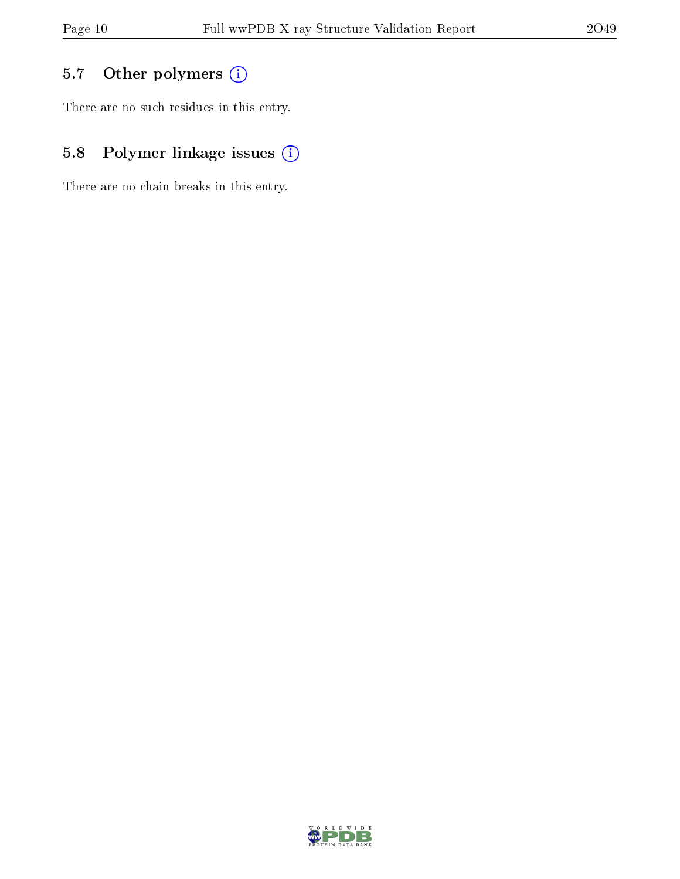### 5.7 Other polymers

There are no such residues in this entry.

### 5.8 Polymer linkage issues

There are no chain breaks in this entry.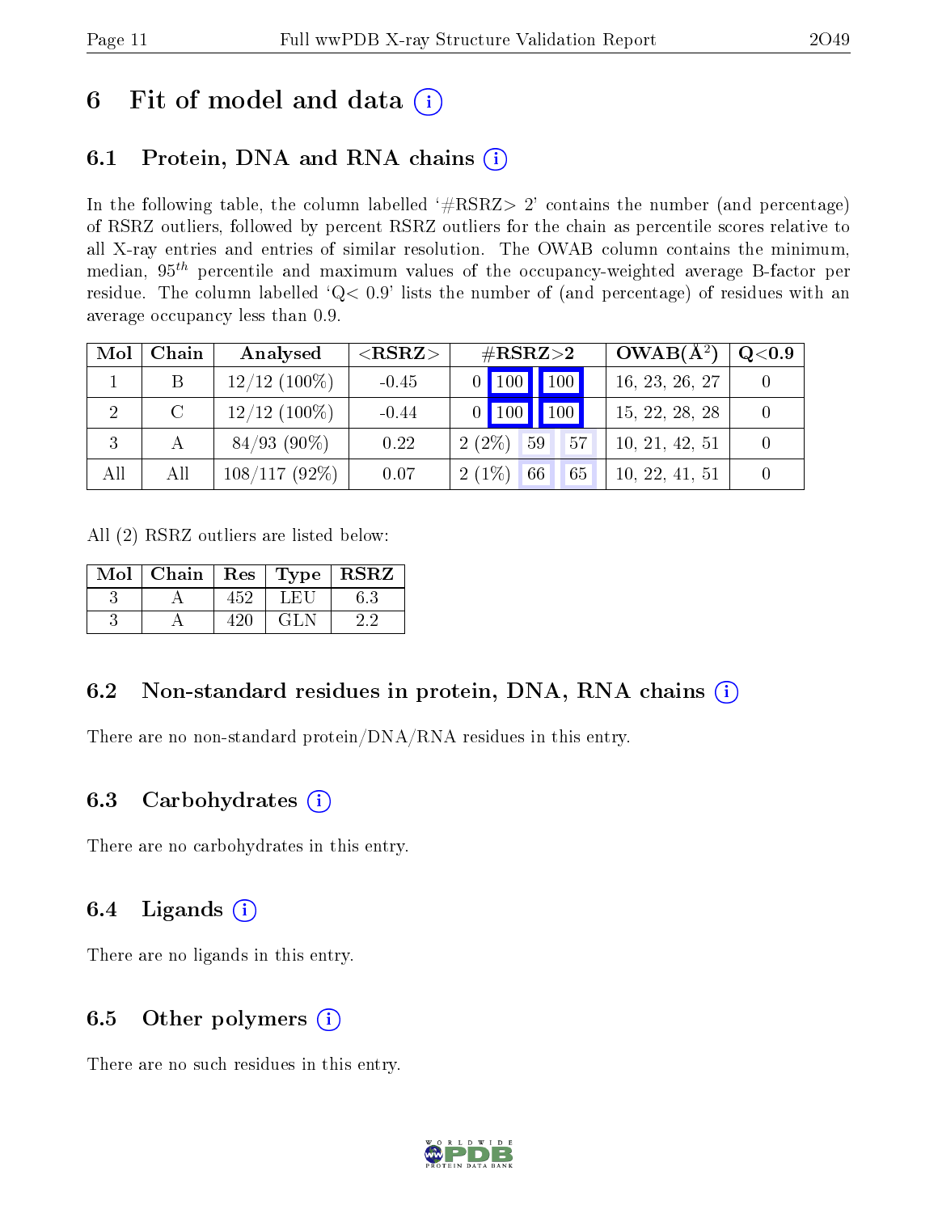# 6 Fit of model and data

## 6.1 Protein, DNA and RNA chains

In the following table, the column labelled '#RSRZ> 2' contains the number (and percentage) of RSRZ outliers, followed by percent RSRZ outliers for the chain as percentile scores relative to all X-ray entries and entries of similar resolution. The OWAB column contains the minimum, median, $95^{th}$ percentile and maximum values of the occupancy-weighted average B-factor per residue. The column labelled 'Q< 0.9' lists the number of (and percentage) of residues with an average occupancy less than 0.9.

| Mol | Chain | Analysed | <RSRZ> | #RSRZ>2 | | | OWAB(Å$^2$) | Q<0.9 |
|---|---|---|---|---|---|---|---|---|
| 1 | B | 12/12 (100%) | -0.45 | 0 | 100 | 100 | 16, 23, 26, 27 | 0 |
| 2 | C | 12/12 (100%) | -0.44 | 0 | 100 | 100 | 15, 22, 28, 28 | 0 |
| 3 | A | 84/93 (90%) | 0.22 | 2 (2%) | 59 | 57 | 10, 21, 42, 51 | 0 |
| All | All | 108/117 (92%) | 0.07 | 2 (1%) | 66 | 65 | 10, 22, 41, 51 | 0 |

All (2) RSRZ outliers are listed below:

| Mol | Chain | Res | Type | RSRZ |
|---|---|---|---|---|
| 3 | A | 452 | LEU | 6.3 |
| 3 | A | 420 | GLN | 2.2 |

## 6.2 Non-standard residues in protein, DNA, RNA chains

There are no non-standard protein/DNA/RNA residues in this entry.

## 6.3 Carbohydrates

There are no carbohydrates in this entry.

## 6.4 Ligands

There are no ligands in this entry.

## 6.5 Other polymers

There are no such residues in this entry.